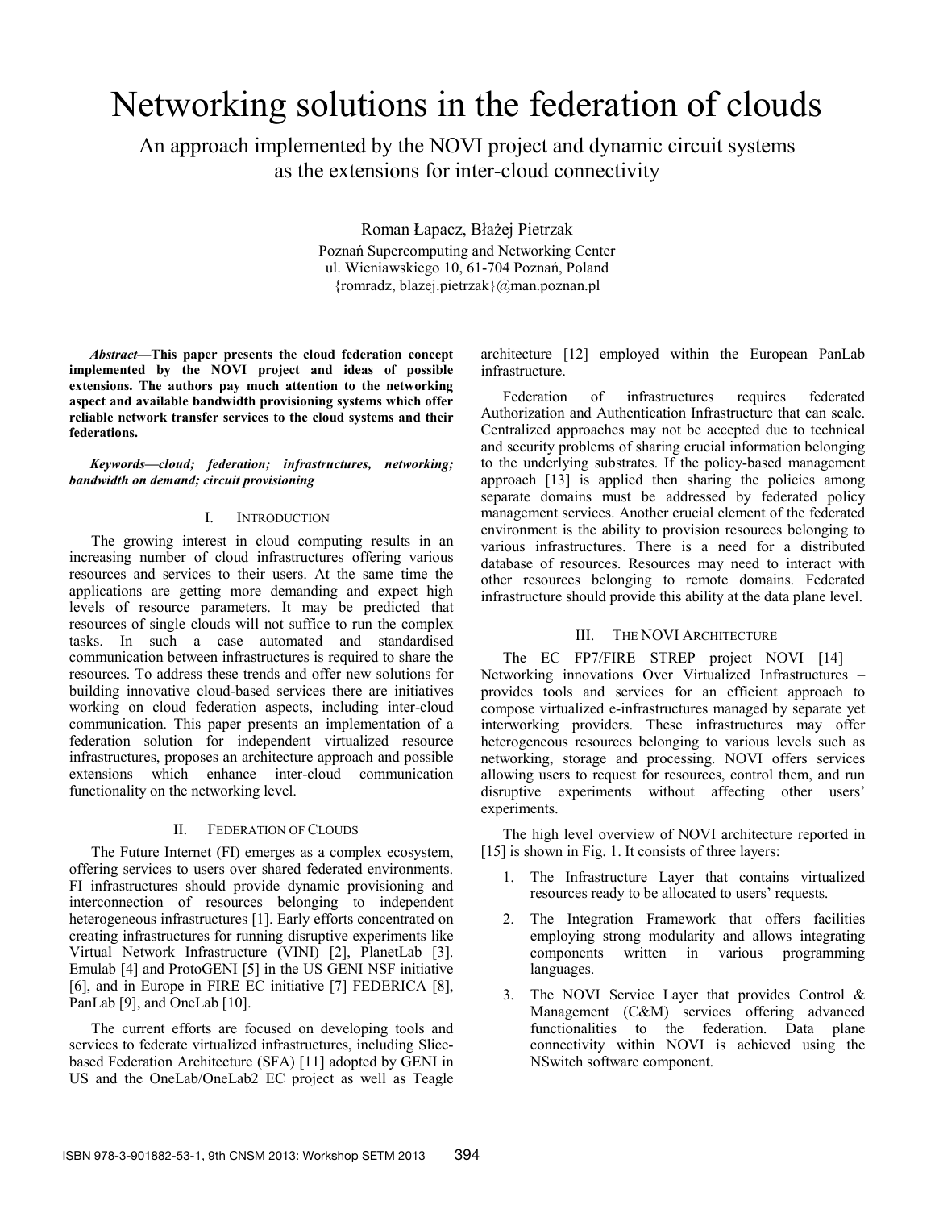# Networking solutions in the federation of clouds

## An approach implemented by the NOVI project and dynamic circuit systems as the extensions for inter-cloud connectivity

Roman Łapacz, Błażej Pietrzak

Poznań Supercomputing and Networking Center
ul. Wieniawskiego 10, 61-704 Poznań, Poland
{romradz, blazej.pietrzak}@man.poznan.pl

***Abstract*—This paper presents the cloud federation concept implemented by the NOVI project and ideas of possible extensions. The authors pay much attention to the networking aspect and available bandwidth provisioning systems which offer reliable network transfer services to the cloud systems and their federations.**

***Keywords—cloud; federation; infrastructures, networking; bandwidth on demand; circuit provisioning***

### I. Introduction

The growing interest in cloud computing results in an increasing number of cloud infrastructures offering various resources and services to their users. At the same time the applications are getting more demanding and expect high levels of resource parameters. It may be predicted that resources of single clouds will not suffice to run the complex tasks. In such a case automated and standardised communication between infrastructures is required to share the resources. To address these trends and offer new solutions for building innovative cloud-based services there are initiatives working on cloud federation aspects, including inter-cloud communication. This paper presents an implementation of a federation solution for independent virtualized resource infrastructures, proposes an architecture approach and possible extensions which enhance inter-cloud communication functionality on the networking level.

### II. Federation of Clouds

The Future Internet (FI) emerges as a complex ecosystem, offering services to users over shared federated environments. FI infrastructures should provide dynamic provisioning and interconnection of resources belonging to independent heterogeneous infrastructures [1]. Early efforts concentrated on creating infrastructures for running disruptive experiments like Virtual Network Infrastructure (VINI) [2], PlanetLab [3]. Emulab [4] and ProtoGENI [5] in the US GENI NSF initiative [6], and in Europe in FIRE EC initiative [7] FEDERICA [8], PanLab [9], and OneLab [10].

The current efforts are focused on developing tools and services to federate virtualized infrastructures, including Slice-based Federation Architecture (SFA) [11] adopted by GENI in US and the OneLab/OneLab2 EC project as well as Teagle architecture [12] employed within the European PanLab infrastructure.

Federation of infrastructures requires federated Authorization and Authentication Infrastructure that can scale. Centralized approaches may not be accepted due to technical and security problems of sharing crucial information belonging to the underlying substrates. If the policy-based management approach [13] is applied then sharing the policies among separate domains must be addressed by federated policy management services. Another crucial element of the federated environment is the ability to provision resources belonging to various infrastructures. There is a need for a distributed database of resources. Resources may need to interact with other resources belonging to remote domains. Federated infrastructure should provide this ability at the data plane level.

### III. The NOVI Architecture

The EC FP7/FIRE STREP project NOVI [14] – Networking innovations Over Virtualized Infrastructures – provides tools and services for an efficient approach to compose virtualized e-infrastructures managed by separate yet interworking providers. These infrastructures may offer heterogeneous resources belonging to various levels such as networking, storage and processing. NOVI offers services allowing users to request for resources, control them, and run disruptive experiments without affecting other users' experiments.

The high level overview of NOVI architecture reported in [15] is shown in Fig. 1. It consists of three layers:

1. The Infrastructure Layer that contains virtualized resources ready to be allocated to users' requests.
2. The Integration Framework that offers facilities employing strong modularity and allows integrating components written in various programming languages.
3. The NOVI Service Layer that provides Control & Management (C&M) services offering advanced functionalities to the federation. Data plane connectivity within NOVI is achieved using the NSwitch software component.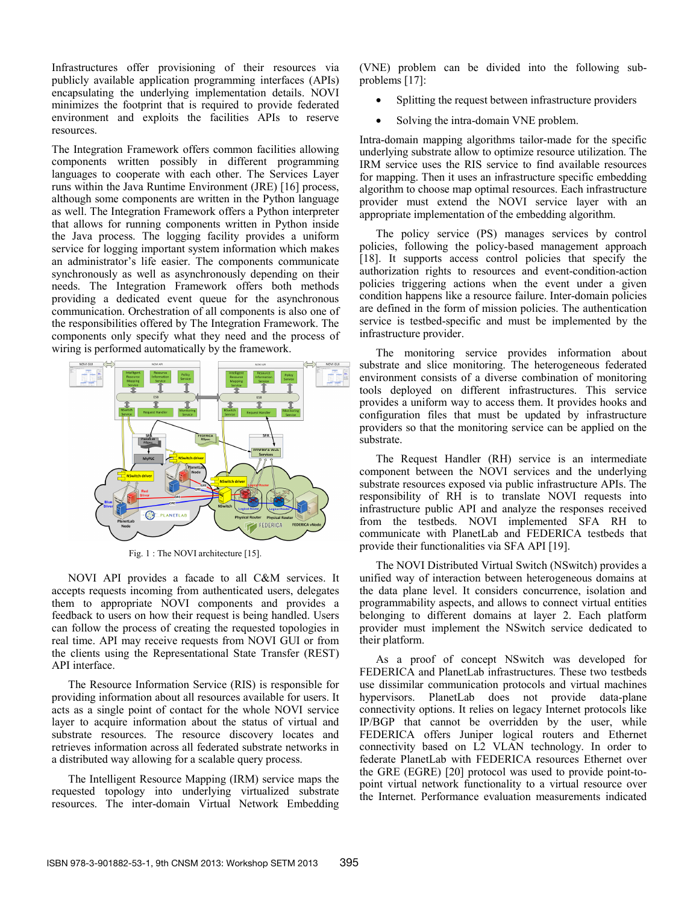Infrastructures offer provisioning of their resources via publicly available application programming interfaces (APIs) encapsulating the underlying implementation details. NOVI minimizes the footprint that is required to provide federated environment and exploits the facilities APIs to reserve resources.

The Integration Framework offers common facilities allowing components written possibly in different programming languages to cooperate with each other. The Services Layer runs within the Java Runtime Environment (JRE) [16] process, although some components are written in the Python language as well. The Integration Framework offers a Python interpreter that allows for running components written in Python inside the Java process. The logging facility provides a uniform service for logging important system information which makes an administrator's life easier. The components communicate synchronously as well as asynchronously depending on their needs. The Integration Framework offers both methods providing a dedicated event queue for the asynchronous communication. Orchestration of all components is also one of the responsibilities offered by The Integration Framework. The components only specify what they need and the process of wiring is performed automatically by the framework.

Fig. 1 : The NOVI architecture [15].

NOVI API provides a facade to all C&M services. It accepts requests incoming from authenticated users, delegates them to appropriate NOVI components and provides a feedback to users on how their request is being handled. Users can follow the process of creating the requested topologies in real time. API may receive requests from NOVI GUI or from the clients using the Representational State Transfer (REST) API interface.

The Resource Information Service (RIS) is responsible for providing information about all resources available for users. It acts as a single point of contact for the whole NOVI service layer to acquire information about the status of virtual and substrate resources. The resource discovery locates and retrieves information across all federated substrate networks in a distributed way allowing for a scalable query process.

The Intelligent Resource Mapping (IRM) service maps the requested topology into underlying virtualized substrate resources. The inter-domain Virtual Network Embedding (VNE) problem can be divided into the following sub-problems [17]:

- Splitting the request between infrastructure providers
- Solving the intra-domain VNE problem.

Intra-domain mapping algorithms tailor-made for the specific underlying substrate allow to optimize resource utilization. The IRM service uses the RIS service to find available resources for mapping. Then it uses an infrastructure specific embedding algorithm to choose map optimal resources. Each infrastructure provider must extend the NOVI service layer with an appropriate implementation of the embedding algorithm.

The policy service (PS) manages services by control policies, following the policy-based management approach [18]. It supports access control policies that specify the authorization rights to resources and event-condition-action policies triggering actions when the event under a given condition happens like a resource failure. Inter-domain policies are defined in the form of mission policies. The authentication service is testbed-specific and must be implemented by the infrastructure provider.

The monitoring service provides information about substrate and slice monitoring. The heterogeneous federated environment consists of a diverse combination of monitoring tools deployed on different infrastructures. This service provides a uniform way to access them. It provides hooks and configuration files that must be updated by infrastructure providers so that the monitoring service can be applied on the substrate.

The Request Handler (RH) service is an intermediate component between the NOVI services and the underlying substrate resources exposed via public infrastructure APIs. The responsibility of RH is to translate NOVI requests into infrastructure public API and analyze the responses received from the testbeds. NOVI implemented SFA RH to communicate with PlanetLab and FEDERICA testbeds that provide their functionalities via SFA API [19].

The NOVI Distributed Virtual Switch (NSwitch) provides a unified way of interaction between heterogeneous domains at the data plane level. It considers concurrence, isolation and programmability aspects, and allows to connect virtual entities belonging to different domains at layer 2. Each platform provider must implement the NSwitch service dedicated to their platform.

As a proof of concept NSwitch was developed for FEDERICA and PlanetLab infrastructures. These two testbeds use dissimilar communication protocols and virtual machines hypervisors. PlanetLab does not provide data-plane connectivity options. It relies on legacy Internet protocols like IP/BGP that cannot be overridden by the user, while FEDERICA offers Juniper logical routers and Ethernet connectivity based on L2 VLAN technology. In order to federate PlanetLab with FEDERICA resources Ethernet over the GRE (EGRE) [20] protocol was used to provide point-to-point virtual network functionality to a virtual resource over the Internet. Performance evaluation measurements indicated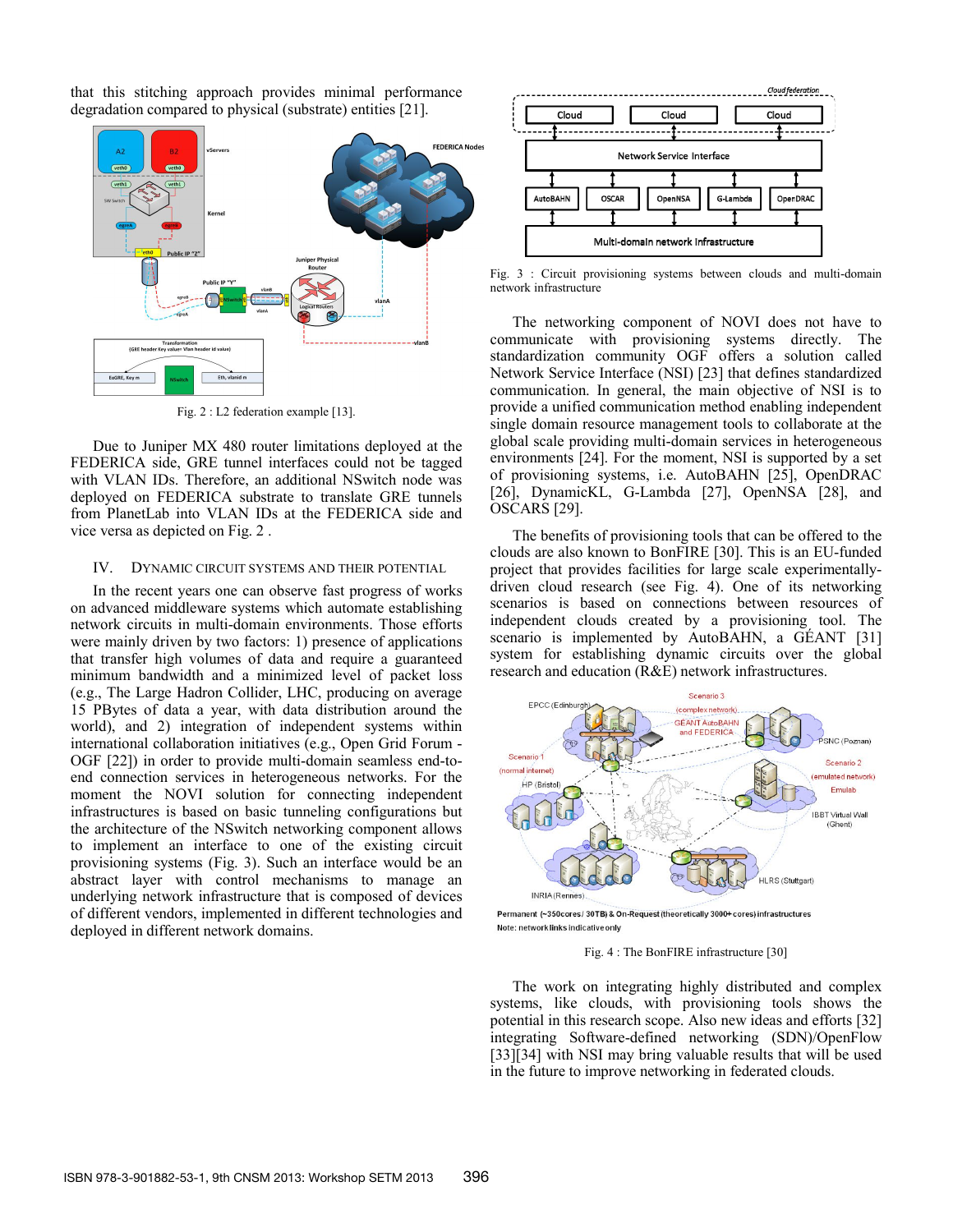that this stitching approach provides minimal performance degradation compared to physical (substrate) entities [21].

Fig. 2 : L2 federation example [13].

Due to Juniper MX 480 router limitations deployed at the FEDERICA side, GRE tunnel interfaces could not be tagged with VLAN IDs. Therefore, an additional NSwitch node was deployed on FEDERICA substrate to translate GRE tunnels from PlanetLab into VLAN IDs at the FEDERICA side and vice versa as depicted on Fig. 2 .

## IV. Dynamic Circuit Systems and Their Potential

In the recent years one can observe fast progress of works on advanced middleware systems which automate establishing network circuits in multi-domain environments. Those efforts were mainly driven by two factors: 1) presence of applications that transfer high volumes of data and require a guaranteed minimum bandwidth and a minimized level of packet loss (e.g., The Large Hadron Collider, LHC, producing on average 15 PBytes of data a year, with data distribution around the world), and 2) integration of independent systems within international collaboration initiatives (e.g., Open Grid Forum - OGF [22]) in order to provide multi-domain seamless end-to-end connection services in heterogeneous networks. For the moment the NOVI solution for connecting independent infrastructures is based on basic tunneling configurations but the architecture of the NSwitch networking component allows to implement an interface to one of the existing circuit provisioning systems (Fig. 3). Such an interface would be an abstract layer with control mechanisms to manage an underlying network infrastructure that is composed of devices of different vendors, implemented in different technologies and deployed in different network domains.

Fig. 3 : Circuit provisioning systems between clouds and multi-domain network infrastructure

The networking component of NOVI does not have to communicate with provisioning systems directly. The standardization community OGF offers a solution called Network Service Interface (NSI) [23] that defines standardized communication. In general, the main objective of NSI is to provide a unified communication method enabling independent single domain resource management tools to collaborate at the global scale providing multi-domain services in heterogeneous environments [24]. For the moment, NSI is supported by a set of provisioning systems, i.e. AutoBAHN [25], OpenDRAC [26], DynamicKL, G-Lambda [27], OpenNSA [28], and OSCARS [29].

The benefits of provisioning tools that can be offered to the clouds are also known to BonFIRE [30]. This is an EU-funded project that provides facilities for large scale experimentally-driven cloud research (see Fig. 4). One of its networking scenarios is based on connections between resources of independent clouds created by a provisioning tool. The scenario is implemented by AutoBAHN, a GÉANT [31] system for establishing dynamic circuits over the global research and education (R&E) network infrastructures.

Fig. 4 : The BonFIRE infrastructure [30]

The work on integrating highly distributed and complex systems, like clouds, with provisioning tools shows the potential in this research scope. Also new ideas and efforts [32] integrating Software-defined networking (SDN)/OpenFlow [33][34] with NSI may bring valuable results that will be used in the future to improve networking in federated clouds.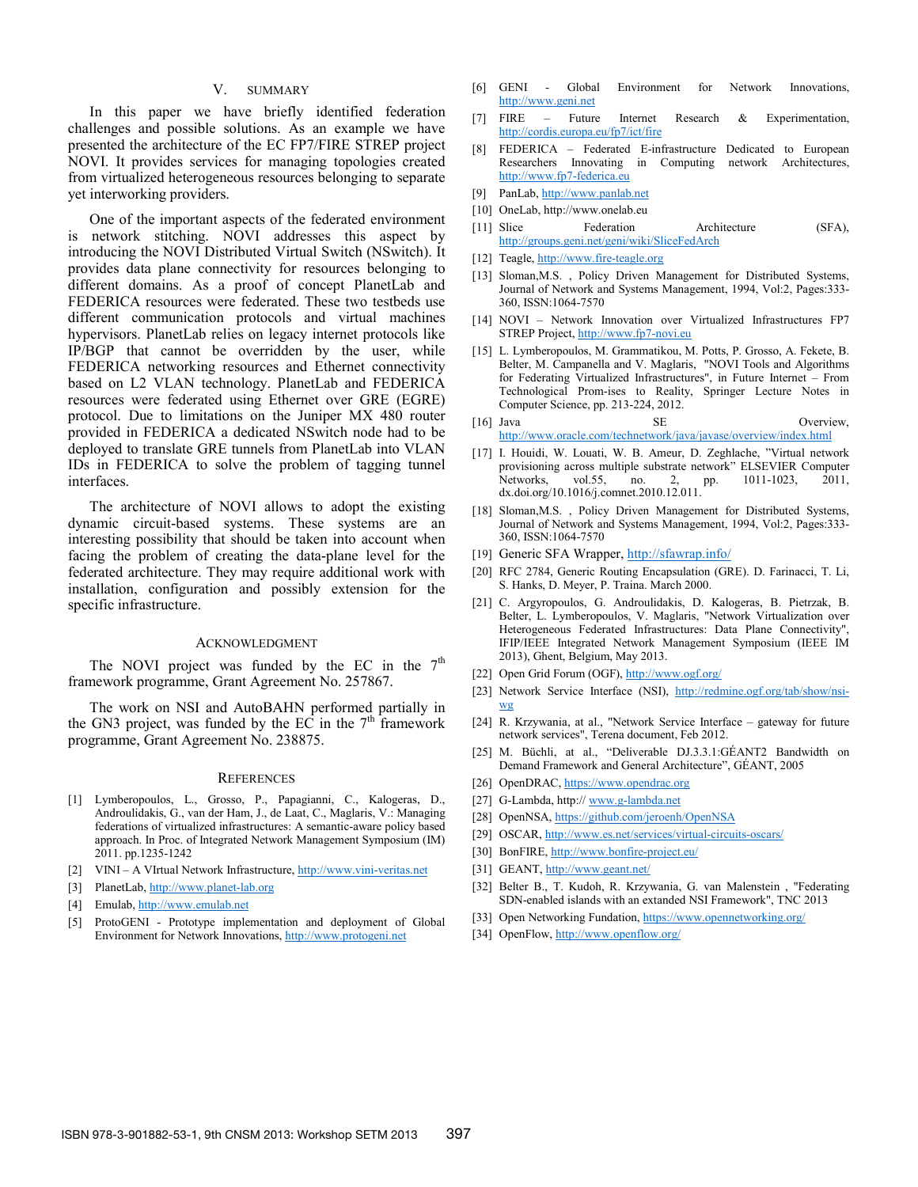## V. Summary

In this paper we have briefly identified federation challenges and possible solutions. As an example we have presented the architecture of the EC FP7/FIRE STREP project NOVI. It provides services for managing topologies created from virtualized heterogeneous resources belonging to separate yet interworking providers.

One of the important aspects of the federated environment is network stitching. NOVI addresses this aspect by introducing the NOVI Distributed Virtual Switch (NSwitch). It provides data plane connectivity for resources belonging to different domains. As a proof of concept PlanetLab and FEDERICA resources were federated. These two testbeds use different communication protocols and virtual machines hypervisors. PlanetLab relies on legacy internet protocols like IP/BGP that cannot be overridden by the user, while FEDERICA networking resources and Ethernet connectivity based on L2 VLAN technology. PlanetLab and FEDERICA resources were federated using Ethernet over GRE (EGRE) protocol. Due to limitations on the Juniper MX 480 router provided in FEDERICA a dedicated NSwitch node had to be deployed to translate GRE tunnels from PlanetLab into VLAN IDs in FEDERICA to solve the problem of tagging tunnel interfaces.

The architecture of NOVI allows to adopt the existing dynamic circuit-based systems. These systems are an interesting possibility that should be taken into account when facing the problem of creating the data-plane level for the federated architecture. They may require additional work with installation, configuration and possibly extension for the specific infrastructure.

## Acknowledgment

The NOVI project was funded by the EC in the 7th framework programme, Grant Agreement No. 257867.

The work on NSI and AutoBAHN performed partially in the GN3 project, was funded by the EC in the 7th framework programme, Grant Agreement No. 238875.

## References

[1] Lymberopoulos, L., Grosso, P., Papagianni, C., Kalogeras, D., Androulidakis, G., van der Ham, J., de Laat, C., Maglaris, V.: Managing federations of virtualized infrastructures: A semantic-aware policy based approach. In Proc. of Integrated Network Management Symposium (IM) 2011. pp.1235-1242

[2] VINI – A VIrtual Network Infrastructure, http://www.vini-veritas.net

[3] PlanetLab, http://www.planet-lab.org

[4] Emulab, http://www.emulab.net

[5] ProtoGENI - Prototype implementation and deployment of Global Environment for Network Innovations, http://www.protogeni.net

[6] GENI - Global Environment for Network Innovations, http://www.geni.net

[7] FIRE – Future Internet Research & Experimentation, http://cordis.europa.eu/fp7/ict/fire

[8] FEDERICA – Federated E-infrastructure Dedicated to European Researchers Innovating in Computing network Architectures, http://www.fp7-federica.eu

[9] PanLab, http://www.panlab.net

[10] OneLab, http://www.onelab.eu

[11] Slice Federation Architecture (SFA), http://groups.geni.net/geni/wiki/SliceFedArch

[12] Teagle, http://www.fire-teagle.org

[13] Sloman,M.S. , Policy Driven Management for Distributed Systems, Journal of Network and Systems Management, 1994, Vol:2, Pages:333-360, ISSN:1064-7570

[14] NOVI – Network Innovation over Virtualized Infrastructures FP7 STREP Project, http://www.fp7-novi.eu

[15] L. Lymberopoulos, M. Grammatikou, M. Potts, P. Grosso, A. Fekete, B. Belter, M. Campanella and V. Maglaris, "NOVI Tools and Algorithms for Federating Virtualized Infrastructures", in Future Internet – From Technological Prom-ises to Reality, Springer Lecture Notes in Computer Science, pp. 213-224, 2012.

[16] Java SE Overview, http://www.oracle.com/technetwork/java/javase/overview/index.html

[17] I. Houidi, W. Louati, W. B. Ameur, D. Zeghlache, "Virtual network provisioning across multiple substrate network" ELSEVIER Computer Networks, vol.55, no. 2, pp. 1011-1023, 2011, dx.doi.org/10.1016/j.comnet.2010.12.011.

[18] Sloman,M.S. , Policy Driven Management for Distributed Systems, Journal of Network and Systems Management, 1994, Vol:2, Pages:333-360, ISSN:1064-7570

[19] Generic SFA Wrapper, http://sfawrap.info/

[20] RFC 2784, Generic Routing Encapsulation (GRE). D. Farinacci, T. Li, S. Hanks, D. Meyer, P. Traina. March 2000.

[21] C. Argyropoulos, G. Androulidakis, D. Kalogeras, B. Pietrzak, B. Belter, L. Lymberopoulos, V. Maglaris, "Network Virtualization over Heterogeneous Federated Infrastructures: Data Plane Connectivity", IFIP/IEEE Integrated Network Management Symposium (IEEE IM 2013), Ghent, Belgium, May 2013.

[22] Open Grid Forum (OGF), http://www.ogf.org/

[23] Network Service Interface (NSI), http://redmine.ogf.org/tab/show/nsi-wg

[24] R. Krzywania, at al., "Network Service Interface – gateway for future network services", Terena document, Feb 2012.

[25] M. Büchli, at al., "Deliverable DJ.3.3.1:GÉANT2 Bandwidth on Demand Framework and General Architecture", GÉANT, 2005

[26] OpenDRAC, https://www.opendrac.org

[27] G-Lambda, http:// www.g-lambda.net

[28] OpenNSA, https://github.com/jeroenh/OpenNSA

[29] OSCAR, http://www.es.net/services/virtual-circuits-oscars/

[30] BonFIRE, http://www.bonfire-project.eu/

[31] GEANT, http://www.geant.net/

[32] Belter B., T. Kudoh, R. Krzywania, G. van Malenstein , "Federating SDN-enabled islands with an extanded NSI Framework", TNC 2013

[33] Open Networking Fundation, https://www.opennetworking.org/

[34] OpenFlow, http://www.openflow.org/